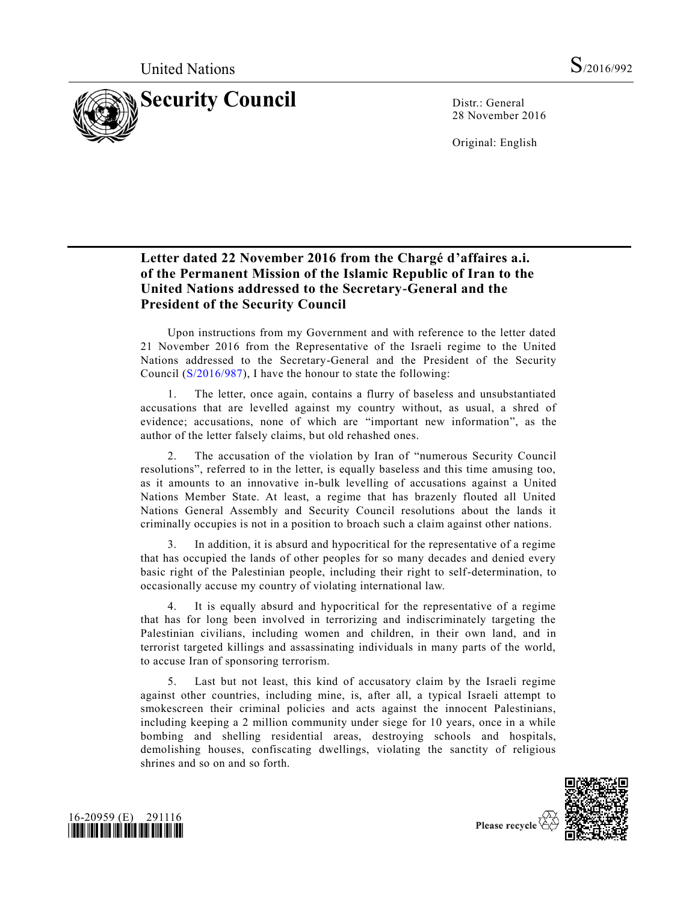United Nations S/2016/992

# Security Council

Distr.: General
28 November 2016

Original: English

## Letter dated 22 November 2016 from the Chargé d'affaires a.i. of the Permanent Mission of the Islamic Republic of Iran to the United Nations addressed to the Secretary-General and the President of the Security Council

Upon instructions from my Government and with reference to the letter dated 21 November 2016 from the Representative of the Israeli regime to the United Nations addressed to the Secretary-General and the President of the Security Council (S/2016/987), I have the honour to state the following:

1. The letter, once again, contains a flurry of baseless and unsubstantiated accusations that are levelled against my country without, as usual, a shred of evidence; accusations, none of which are "important new information", as the author of the letter falsely claims, but old rehashed ones.

2. The accusation of the violation by Iran of "numerous Security Council resolutions", referred to in the letter, is equally baseless and this time amusing too, as it amounts to an innovative in-bulk levelling of accusations against a United Nations Member State. At least, a regime that has brazenly flouted all United Nations General Assembly and Security Council resolutions about the lands it criminally occupies is not in a position to broach such a claim against other nations.

3. In addition, it is absurd and hypocritical for the representative of a regime that has occupied the lands of other peoples for so many decades and denied every basic right of the Palestinian people, including their right to self-determination, to occasionally accuse my country of violating international law.

4. It is equally absurd and hypocritical for the representative of a regime that has for long been involved in terrorizing and indiscriminately targeting the Palestinian civilians, including women and children, in their own land, and in terrorist targeted killings and assassinating individuals in many parts of the world, to accuse Iran of sponsoring terrorism.

5. Last but not least, this kind of accusatory claim by the Israeli regime against other countries, including mine, is, after all, a typical Israeli attempt to smokescreen their criminal policies and acts against the innocent Palestinians, including keeping a 2 million community under siege for 10 years, once in a while bombing and shelling residential areas, destroying schools and hospitals, demolishing houses, confiscating dwellings, violating the sanctity of religious shrines and so on and so forth.

16-20959 (E) 291116

Please recycle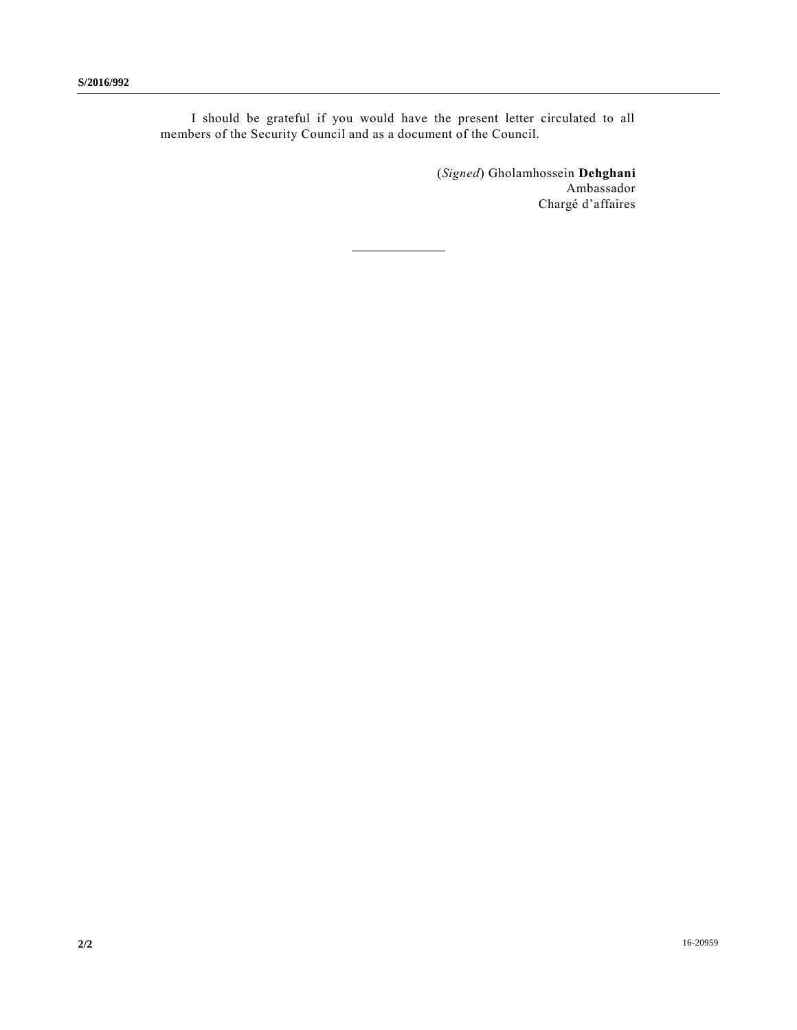I should be grateful if you would have the present letter circulated to all members of the Security Council and as a document of the Council.

(*Signed*) Gholamhossein **Dehghani**
Ambassador
Chargé d'affaires